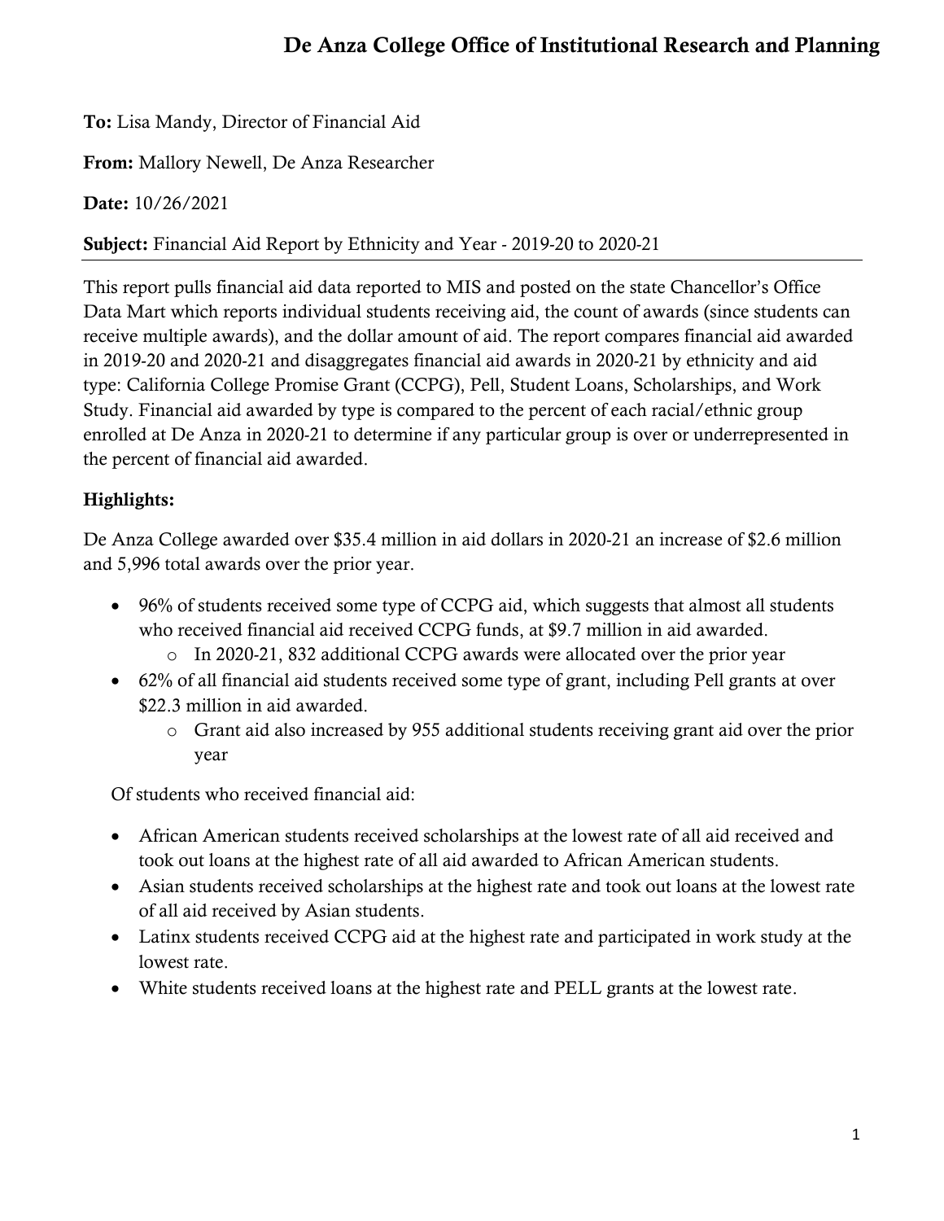# De Anza College Office of Institutional Research and Planning

**To:** Lisa Mandy, Director of Financial Aid

**From:** Mallory Newell, De Anza Researcher

**Date:** 10/26/2021

**Subject:** Financial Aid Report by Ethnicity and Year - 2019-20 to 2020-21

---

This report pulls financial aid data reported to MIS and posted on the state Chancellor's Office Data Mart which reports individual students receiving aid, the count of awards (since students can receive multiple awards), and the dollar amount of aid. The report compares financial aid awarded in 2019-20 and 2020-21 and disaggregates financial aid awards in 2020-21 by ethnicity and aid type: California College Promise Grant (CCPG), Pell, Student Loans, Scholarships, and Work Study. Financial aid awarded by type is compared to the percent of each racial/ethnic group enrolled at De Anza in 2020-21 to determine if any particular group is over or underrepresented in the percent of financial aid awarded.

**Highlights:**

De Anza College awarded over $35.4 million in aid dollars in 2020-21 an increase of $2.6 million and 5,996 total awards over the prior year.

- 96% of students received some type of CCPG aid, which suggests that almost all students who received financial aid received CCPG funds, at $9.7 million in aid awarded.
  - In 2020-21, 832 additional CCPG awards were allocated over the prior year
- 62% of all financial aid students received some type of grant, including Pell grants at over $22.3 million in aid awarded.
  - Grant aid also increased by 955 additional students receiving grant aid over the prior year

Of students who received financial aid:

- African American students received scholarships at the lowest rate of all aid received and took out loans at the highest rate of all aid awarded to African American students.
- Asian students received scholarships at the highest rate and took out loans at the lowest rate of all aid received by Asian students.
- Latinx students received CCPG aid at the highest rate and participated in work study at the lowest rate.
- White students received loans at the highest rate and PELL grants at the lowest rate.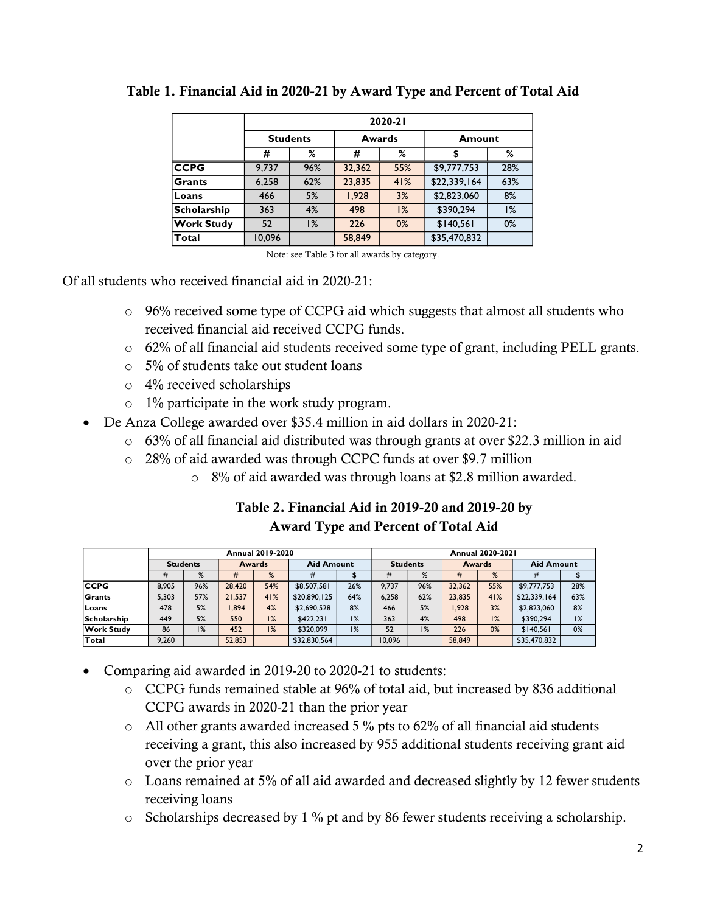**Table 1. Financial Aid in 2020-21 by Award Type and Percent of Total Aid**

| | 2020-21 | | | | | |
|---|---|---|---|---|---|---|
| | Students | | Awards | | Amount | |
| | # | % | # | % | $ | % |
| CCPG | 9,737 | 96% | 32,362 | 55% | $9,777,753 | 28% |
| Grants | 6,258 | 62% | 23,835 | 41% | $22,339,164 | 63% |
| Loans | 466 | 5% | 1,928 | 3% | $2,823,060 | 8% |
| Scholarship | 363 | 4% | 498 | 1% | $390,294 | 1% |
| Work Study | 52 | 1% | 226 | 0% | $140,561 | 0% |
| Total | 10,096 | | 58,849 | | $35,470,832 | |

Note: see Table 3 for all awards by category.

Of all students who received financial aid in 2020-21:

- 96% received some type of CCPG aid which suggests that almost all students who received financial aid received CCPG funds.
- 62% of all financial aid students received some type of grant, including PELL grants.
- 5% of students take out student loans
- 4% received scholarships
- 1% participate in the work study program.

- De Anza College awarded over $35.4 million in aid dollars in 2020-21:
  - 63% of all financial aid distributed was through grants at over $22.3 million in aid
  - 28% of aid awarded was through CCPC funds at over $9.7 million
    - 8% of aid awarded was through loans at $2.8 million awarded.

**Table 2. Financial Aid in 2019-20 and 2019-20 by Award Type and Percent of Total Aid**

| | Annual 2019-2020 | | | | | | Annual 2020-2021 | | | | | |
|---|---|---|---|---|---|---|---|---|---|---|---|---|
| | Students | | Awards | | Aid Amount | | Students | | Awards | | Aid Amount | |
| | # | % | # | % | # | $ | # | % | # | % | # | $ |
| CCPG | 8,905 | 96% | 28,420 | 54% | $8,507,581 | 26% | 9,737 | 96% | 32,362 | 55% | $9,777,753 | 28% |
| Grants | 5,303 | 57% | 21,537 | 41% | $20,890,125 | 64% | 6,258 | 62% | 23,835 | 41% | $22,339,164 | 63% |
| Loans | 478 | 5% | 1,894 | 4% | $2,690,528 | 8% | 466 | 5% | 1,928 | 3% | $2,823,060 | 8% |
| Scholarship | 449 | 5% | 550 | 1% | $422,231 | 1% | 363 | 4% | 498 | 1% | $390,294 | 1% |
| Work Study | 86 | 1% | 452 | 1% | $320,099 | 1% | 52 | 1% | 226 | 0% | $140,561 | 0% |
| Total | 9,260 | | 52,853 | | $32,830,564 | | 10,096 | | 58,849 | | $35,470,832 | |

- Comparing aid awarded in 2019-20 to 2020-21 to students:
  - CCPG funds remained stable at 96% of total aid, but increased by 836 additional CCPG awards in 2020-21 than the prior year
  - All other grants awarded increased 5 % pts to 62% of all financial aid students receiving a grant, this also increased by 955 additional students receiving grant aid over the prior year
  - Loans remained at 5% of all aid awarded and decreased slightly by 12 fewer students receiving loans
  - Scholarships decreased by 1 % pt and by 86 fewer students receiving a scholarship.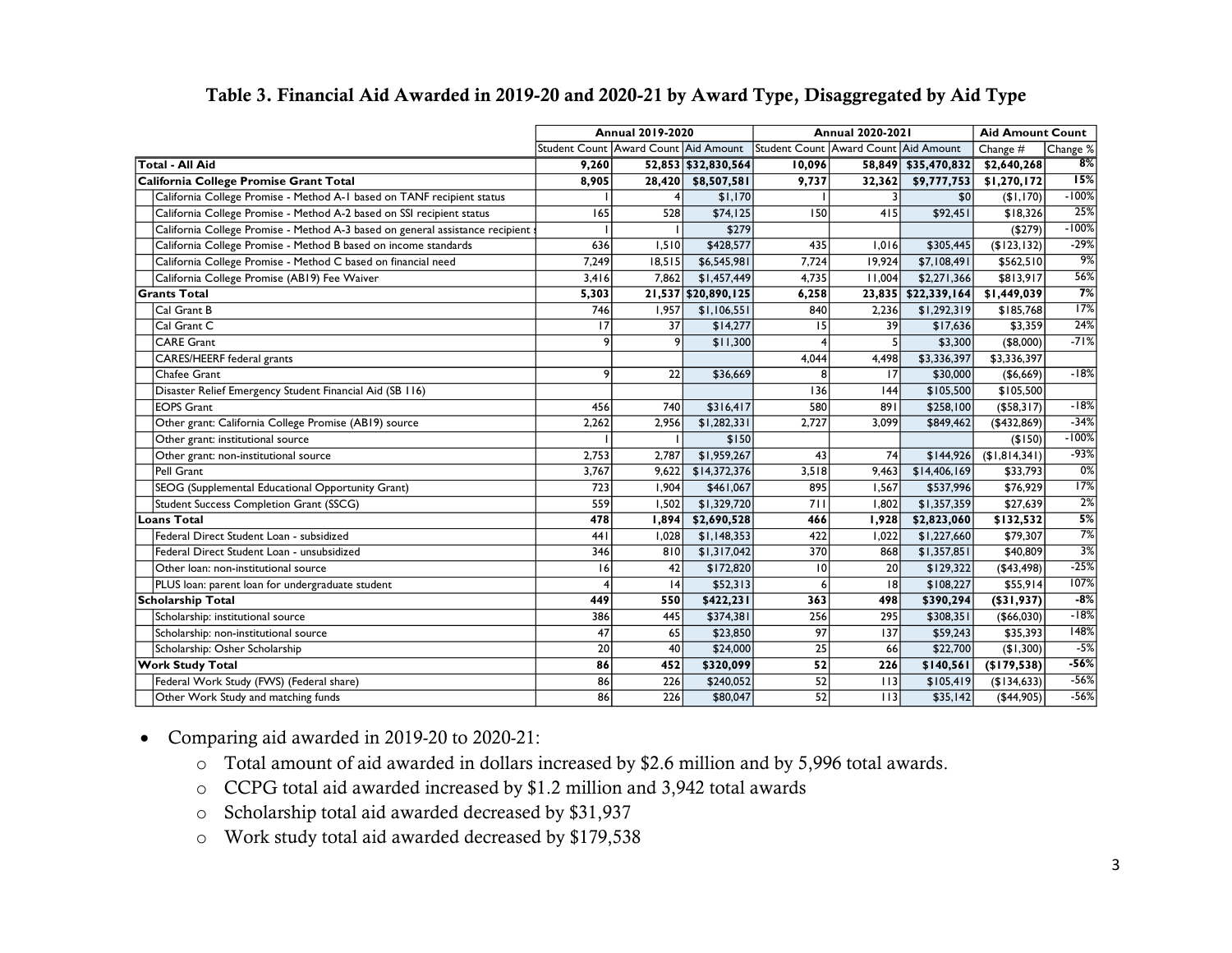## Table 3. Financial Aid Awarded in 2019-20 and 2020-21 by Award Type, Disaggregated by Aid Type

| | Annual 2019-2020 | | | Annual 2020-2021 | | | Aid Amount Count | |
|---|---|---|---|---|---|---|---|---|
| | Student Count | Award Count | Aid Amount | Student Count | Award Count | Aid Amount | Change # | Change % |
| **Total - All Aid** | **9,260** | **52,853** | **$32,830,564** | **10,096** | **58,849** | **$35,470,832** | **$2,640,268** | **8%** |
| **California College Promise Grant Total** | **8,905** | **28,420** | **$8,507,581** | **9,737** | **32,362** | **$9,777,753** | **$1,270,172** | **15%** |
| California College Promise - Method A-1 based on TANF recipient status | 1 | 4 | $1,170 | 1 | 3 | $0 | ($1,170) | -100% |
| California College Promise - Method A-2 based on SSI recipient status | 165 | 528 | $74,125 | 150 | 415 | $92,451 | $18,326 | 25% |
| California College Promise - Method A-3 based on general assistance recipient s | 1 | 1 | $279 | | | | ($279) | -100% |
| California College Promise - Method B based on income standards | 636 | 1,510 | $428,577 | 435 | 1,016 | $305,445 | ($123,132) | -29% |
| California College Promise - Method C based on financial need | 7,249 | 18,515 | $6,545,981 | 7,724 | 19,924 | $7,108,491 | $562,510 | 9% |
| California College Promise (AB19) Fee Waiver | 3,416 | 7,862 | $1,457,449 | 4,735 | 11,004 | $2,271,366 | $813,917 | 56% |
| **Grants Total** | **5,303** | **21,537** | **$20,890,125** | **6,258** | **23,835** | **$22,339,164** | **$1,449,039** | **7%** |
| Cal Grant B | 746 | 1,957 | $1,106,551 | 840 | 2,236 | $1,292,319 | $185,768 | 17% |
| Cal Grant C | 17 | 37 | $14,277 | 15 | 39 | $17,636 | $3,359 | 24% |
| CARE Grant | 9 | 9 | $11,300 | 4 | 5 | $3,300 | ($8,000) | -71% |
| CARES/HEERF federal grants | | | | 4,044 | 4,498 | $3,336,397 | $3,336,397 | |
| Chafee Grant | 9 | 22 | $36,669 | 8 | 17 | $30,000 | ($6,669) | -18% |
| Disaster Relief Emergency Student Financial Aid (SB 116) | | | | 136 | 144 | $105,500 | $105,500 | |
| EOPS Grant | 456 | 740 | $316,417 | 580 | 891 | $258,100 | ($58,317) | -18% |
| Other grant: California College Promise (AB19) source | 2,262 | 2,956 | $1,282,331 | 2,727 | 3,099 | $849,462 | ($432,869) | -34% |
| Other grant: institutional source | 1 | 1 | $150 | | | | ($150) | -100% |
| Other grant: non-institutional source | 2,753 | 2,787 | $1,959,267 | 43 | 74 | $144,926 | ($1,814,341) | -93% |
| Pell Grant | 3,767 | 9,622 | $14,372,376 | 3,518 | 9,463 | $14,406,169 | $33,793 | 0% |
| SEOG (Supplemental Educational Opportunity Grant) | 723 | 1,904 | $461,067 | 895 | 1,567 | $537,996 | $76,929 | 17% |
| Student Success Completion Grant (SSCG) | 559 | 1,502 | $1,329,720 | 711 | 1,802 | $1,357,359 | $27,639 | 2% |
| **Loans Total** | **478** | **1,894** | **$2,690,528** | **466** | **1,928** | **$2,823,060** | **$132,532** | **5%** |
| Federal Direct Student Loan - subsidized | 441 | 1,028 | $1,148,353 | 422 | 1,022 | $1,227,660 | $79,307 | 7% |
| Federal Direct Student Loan - unsubsidized | 346 | 810 | $1,317,042 | 370 | 868 | $1,357,851 | $40,809 | 3% |
| Other loan: non-institutional source | 16 | 42 | $172,820 | 10 | 20 | $129,322 | ($43,498) | -25% |
| PLUS loan: parent loan for undergraduate student | 4 | 14 | $52,313 | 6 | 18 | $108,227 | $55,914 | 107% |
| **Scholarship Total** | **449** | **550** | **$422,231** | **363** | **498** | **$390,294** | **($31,937)** | **-8%** |
| Scholarship: institutional source | 386 | 445 | $374,381 | 256 | 295 | $308,351 | ($66,030) | -18% |
| Scholarship: non-institutional source | 47 | 65 | $23,850 | 97 | 137 | $59,243 | $35,393 | 148% |
| Scholarship: Osher Scholarship | 20 | 40 | $24,000 | 25 | 66 | $22,700 | ($1,300) | -5% |
| **Work Study Total** | **86** | **452** | **$320,099** | **52** | **226** | **$140,561** | **($179,538)** | **-56%** |
| Federal Work Study (FWS) (Federal share) | 86 | 226 | $240,052 | 52 | 113 | $105,419 | ($134,633) | -56% |
| Other Work Study and matching funds | 86 | 226 | $80,047 | 52 | 113 | $35,142 | ($44,905) | -56% |

- Comparing aid awarded in 2019-20 to 2020-21:
  - Total amount of aid awarded in dollars increased by $2.6 million and by 5,996 total awards.
  - CCPG total aid awarded increased by $1.2 million and 3,942 total awards
  - Scholarship total aid awarded decreased by $31,937
  - Work study total aid awarded decreased by $179,538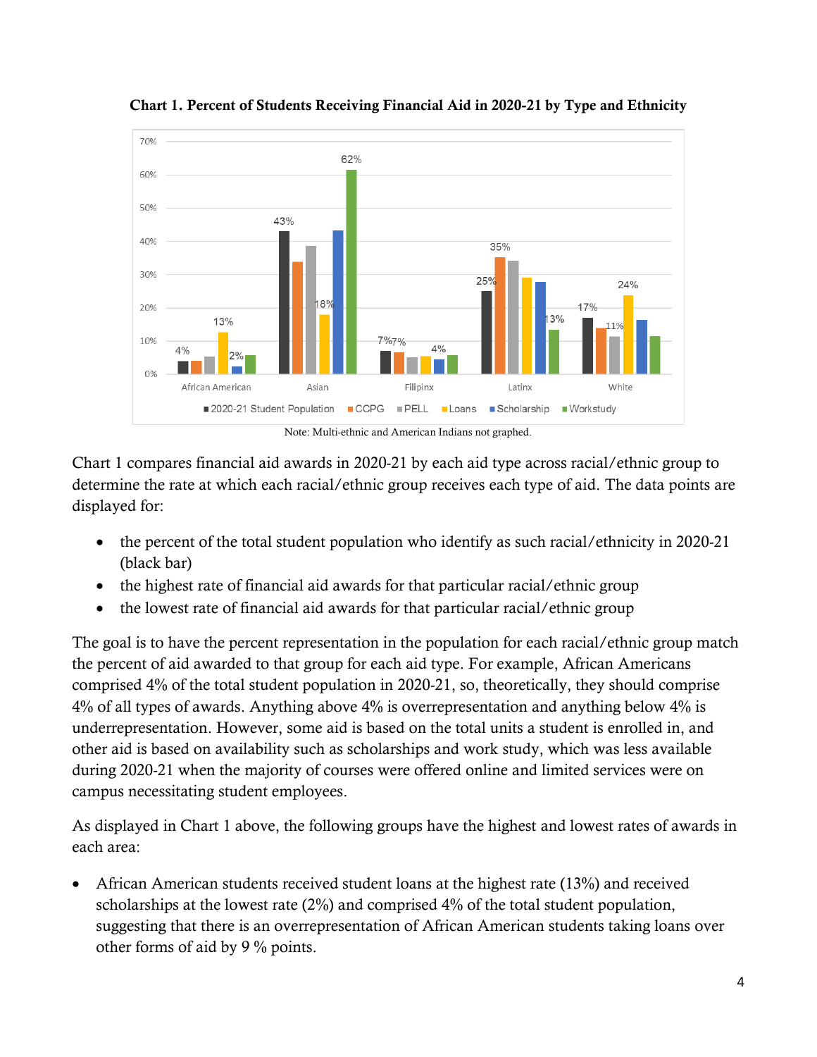**Chart 1. Percent of Students Receiving Financial Aid in 2020-21 by Type and Ethnicity**

Note: Multi-ethnic and American Indians not graphed.

Chart 1 compares financial aid awards in 2020-21 by each aid type across racial/ethnic group to determine the rate at which each racial/ethnic group receives each type of aid. The data points are displayed for:

- the percent of the total student population who identify as such racial/ethnicity in 2020-21 (black bar)
- the highest rate of financial aid awards for that particular racial/ethnic group
- the lowest rate of financial aid awards for that particular racial/ethnic group

The goal is to have the percent representation in the population for each racial/ethnic group match the percent of aid awarded to that group for each aid type. For example, African Americans comprised 4% of the total student population in 2020-21, so, theoretically, they should comprise 4% of all types of awards. Anything above 4% is overrepresentation and anything below 4% is underrepresentation. However, some aid is based on the total units a student is enrolled in, and other aid is based on availability such as scholarships and work study, which was less available during 2020-21 when the majority of courses were offered online and limited services were on campus necessitating student employees.

As displayed in Chart 1 above, the following groups have the highest and lowest rates of awards in each area:

- African American students received student loans at the highest rate (13%) and received scholarships at the lowest rate (2%) and comprised 4% of the total student population, suggesting that there is an overrepresentation of African American students taking loans over other forms of aid by 9 % points.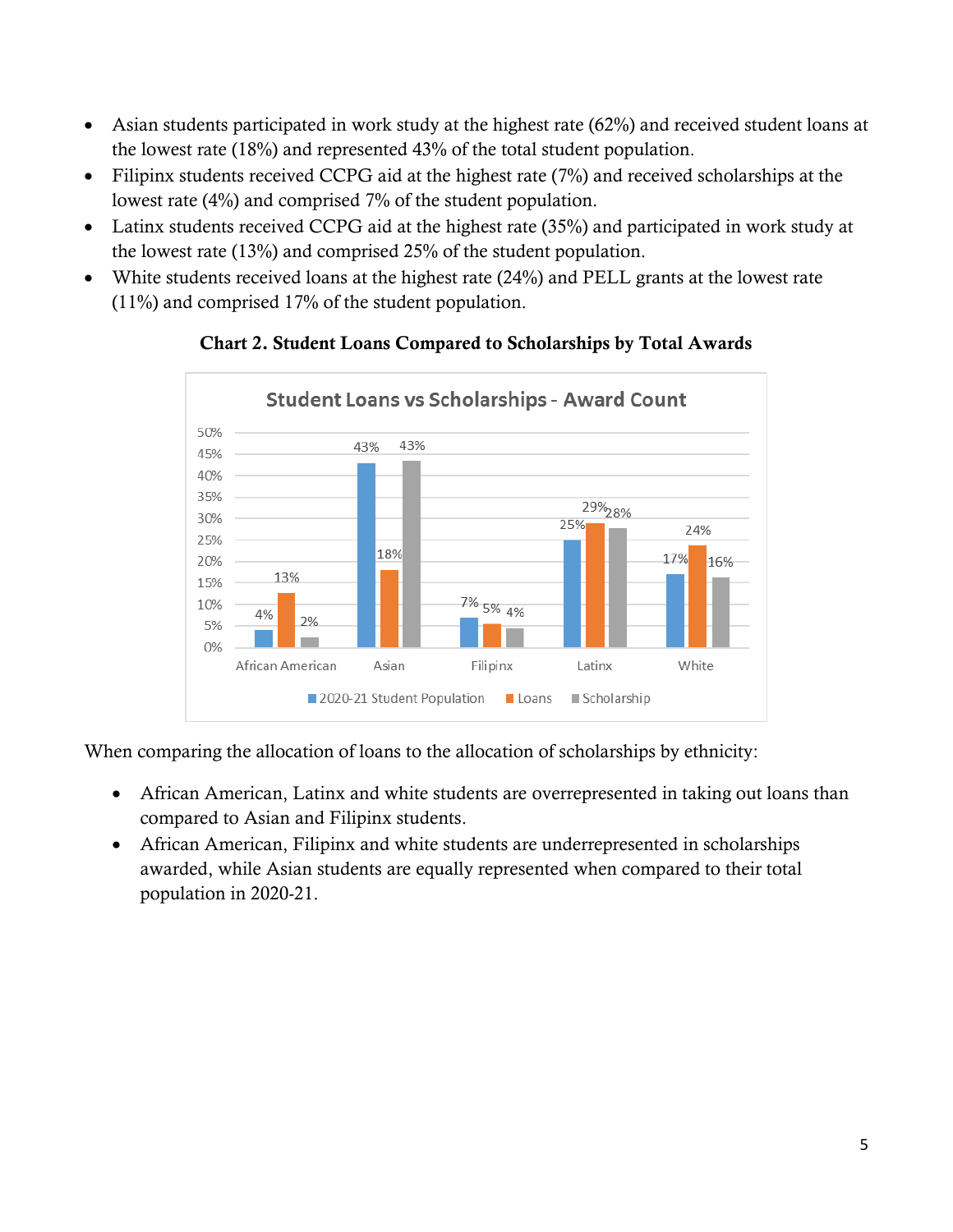- Asian students participated in work study at the highest rate (62%) and received student loans at the lowest rate (18%) and represented 43% of the total student population.
- Filipinx students received CCPG aid at the highest rate (7%) and received scholarships at the lowest rate (4%) and comprised 7% of the student population.
- Latinx students received CCPG aid at the highest rate (35%) and participated in work study at the lowest rate (13%) and comprised 25% of the student population.
- White students received loans at the highest rate (24%) and PELL grants at the lowest rate (11%) and comprised 17% of the student population.

**Chart 2. Student Loans Compared to Scholarships by Total Awards**

**Student Loans vs Scholarships - Award Count**

| | 2020-21 Student Population | Loans | Scholarship |
|---|---|---|---|
| African American | 4% | 13% | 2% |
| Asian | 43% | 18% | 43% |
| Filipinx | 7% | 5% | 4% |
| Latinx | 25% | 29% | 28% |
| White | 17% | 24% | 16% |

When comparing the allocation of loans to the allocation of scholarships by ethnicity:

- African American, Latinx and white students are overrepresented in taking out loans than compared to Asian and Filipinx students.
- African American, Filipinx and white students are underrepresented in scholarships awarded, while Asian students are equally represented when compared to their total population in 2020-21.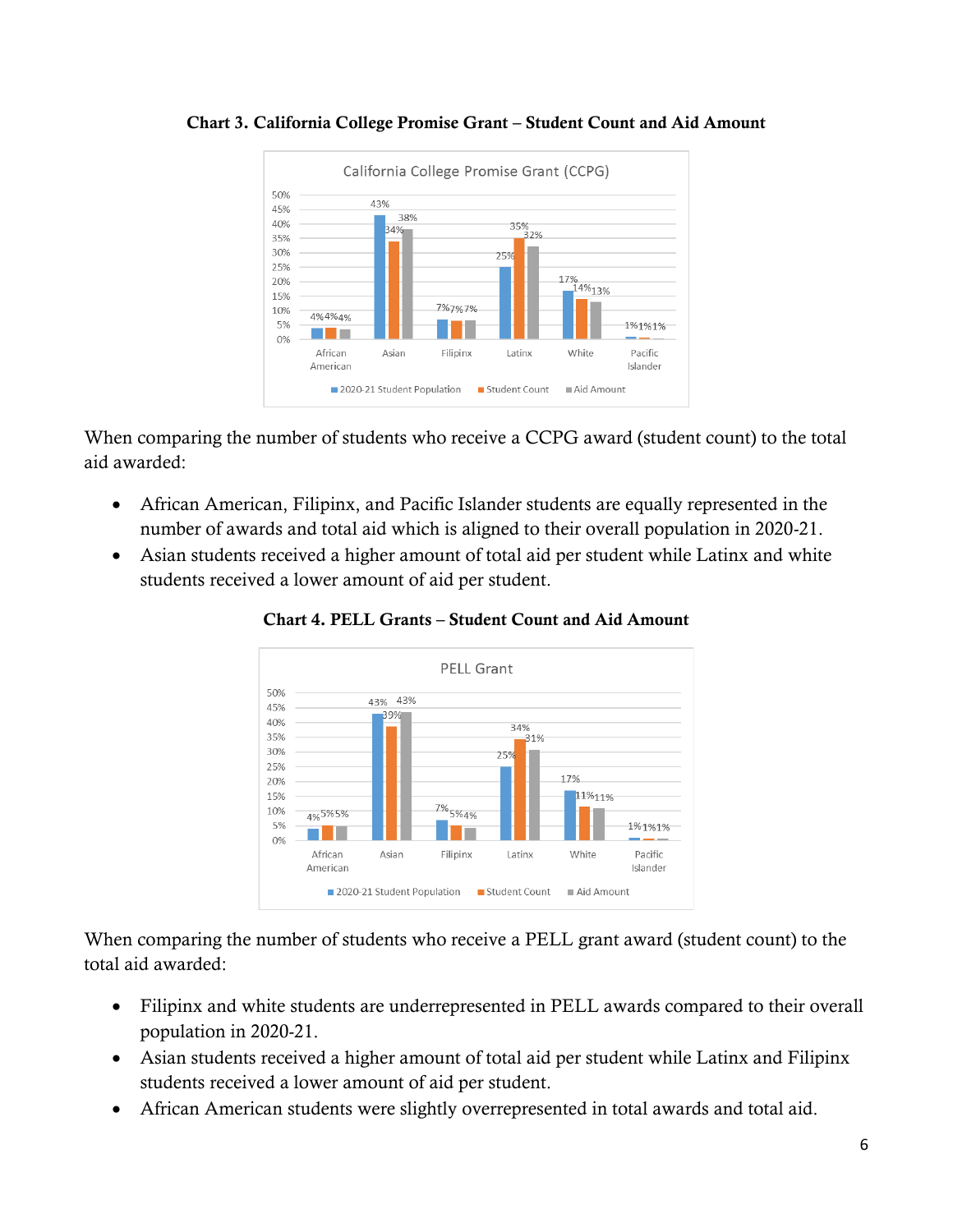**Chart 3. California College Promise Grant – Student Count and Aid Amount**

California College Promise Grant (CCPG)

| | African American | Asian | Filipinx | Latinx | White | Pacific Islander |
|---|---|---|---|---|---|---|
| 2020-21 Student Population | 4% | 43% | 7% | 25% | 17% | 1% |
| Student Count | 4% | 34% | 7% | 35% | 14% | 1% |
| Aid Amount | 4% | 38% | 7% | 32% | 13% | 1% |

When comparing the number of students who receive a CCPG award (student count) to the total aid awarded:

- African American, Filipinx, and Pacific Islander students are equally represented in the number of awards and total aid which is aligned to their overall population in 2020-21.
- Asian students received a higher amount of total aid per student while Latinx and white students received a lower amount of aid per student.

**Chart 4. PELL Grants – Student Count and Aid Amount**

PELL Grant

| | African American | Asian | Filipinx | Latinx | White | Pacific Islander |
|---|---|---|---|---|---|---|
| 2020-21 Student Population | 4% | 43% | 7% | 25% | 17% | 1% |
| Student Count | 5% | 39% | 5% | 34% | 11% | 1% |
| Aid Amount | 5% | 43% | 4% | 31% | 11% | 1% |

When comparing the number of students who receive a PELL grant award (student count) to the total aid awarded:

- Filipinx and white students are underrepresented in PELL awards compared to their overall population in 2020-21.
- Asian students received a higher amount of total aid per student while Latinx and Filipinx students received a lower amount of aid per student.
- African American students were slightly overrepresented in total awards and total aid.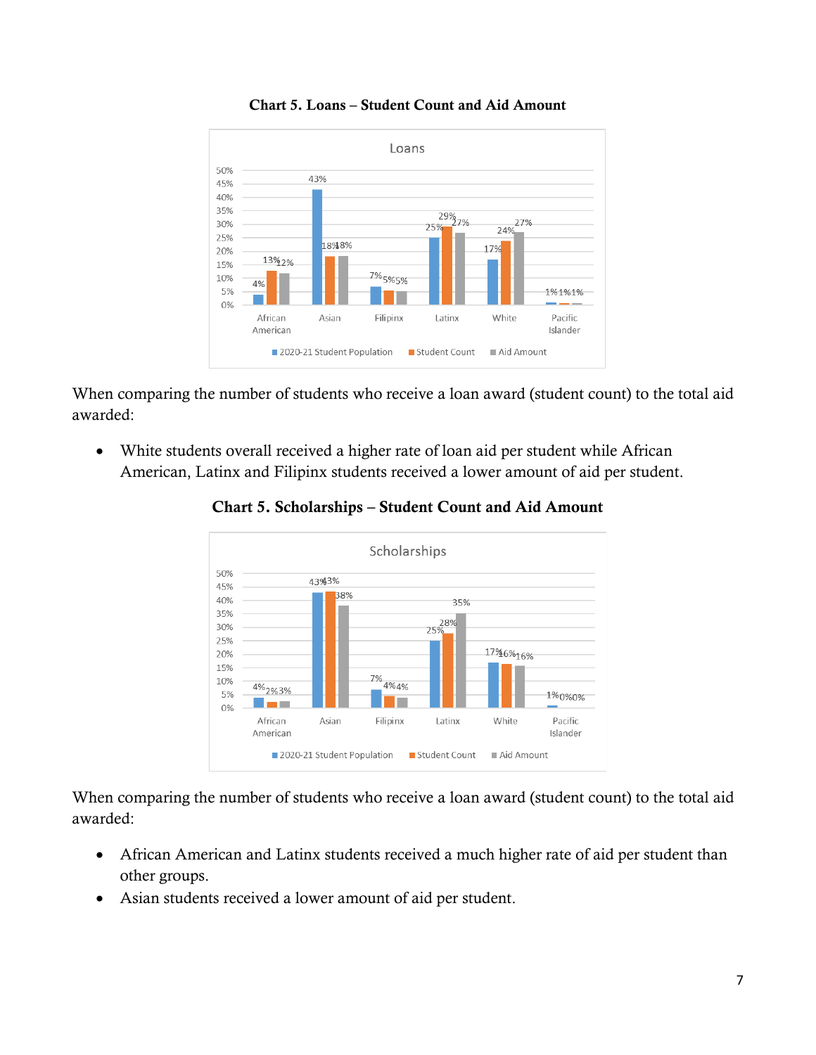**Chart 5. Loans – Student Count and Aid Amount**

Loans

| | African American | Asian | Filipinx | Latinx | White | Pacific Islander |
|---|---|---|---|---|---|---|
| 2020-21 Student Population | 4% | 43% | 7% | 25% | 17% | 1% |
| Student Count | 13% | 18% | 5% | 29% | 24% | 1% |
| Aid Amount | 12% | 18% | 5% | 27% | 27% | 1% |

When comparing the number of students who receive a loan award (student count) to the total aid awarded:

- White students overall received a higher rate of loan aid per student while African American, Latinx and Filipinx students received a lower amount of aid per student.

**Chart 5. Scholarships – Student Count and Aid Amount**

Scholarships

| | African American | Asian | Filipinx | Latinx | White | Pacific Islander |
|---|---|---|---|---|---|---|
| 2020-21 Student Population | 4% | 43% | 7% | 25% | 17% | 1% |
| Student Count | 2% | 43% | 4% | 28% | 16% | 0% |
| Aid Amount | 3% | 38% | 4% | 35% | 16% | 0% |

When comparing the number of students who receive a loan award (student count) to the total aid awarded:

- African American and Latinx students received a much higher rate of aid per student than other groups.
- Asian students received a lower amount of aid per student.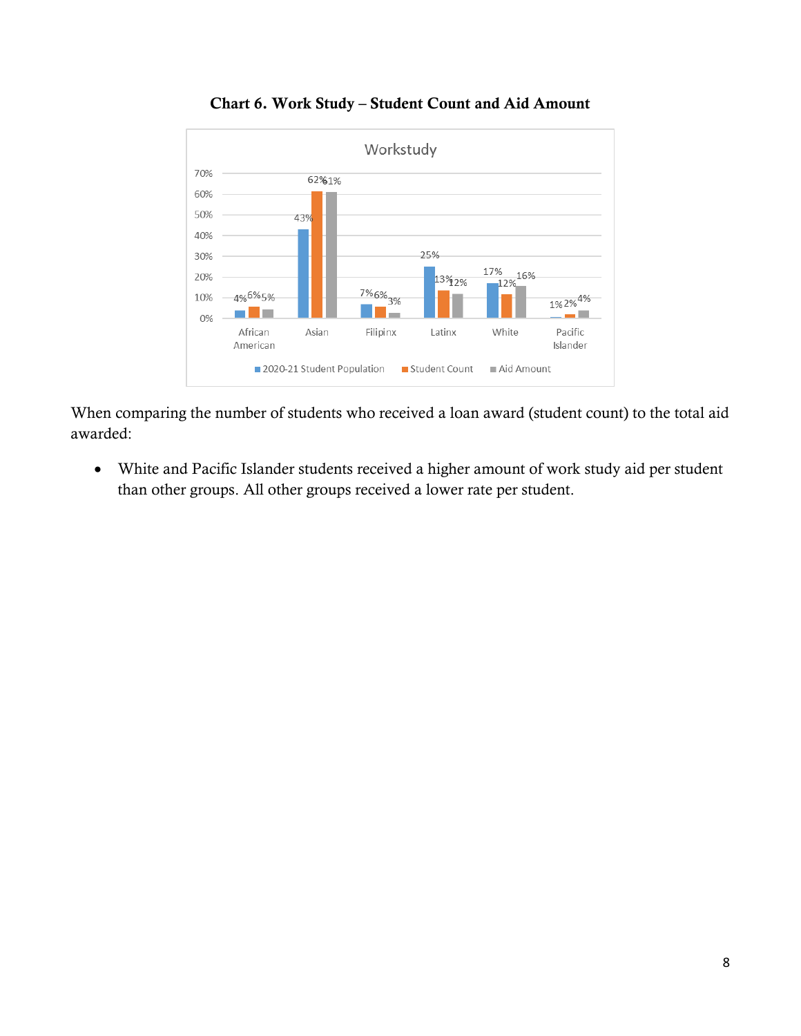**Chart 6. Work Study – Student Count and Aid Amount**

Workstudy

70%
60%
50%
40%
30%
20%
10%
0%

African American: 4% 6% 5%
Asian: 43% 62% 61%
Filipinx: 7% 6% 3%
Latinx: 25% 13% 12%
White: 17% 12% 16%
Pacific Islander: 1% 2% 4%

2020-21 Student Population | Student Count | Aid Amount

When comparing the number of students who received a loan award (student count) to the total aid awarded:

- White and Pacific Islander students received a higher amount of work study aid per student than other groups. All other groups received a lower rate per student.